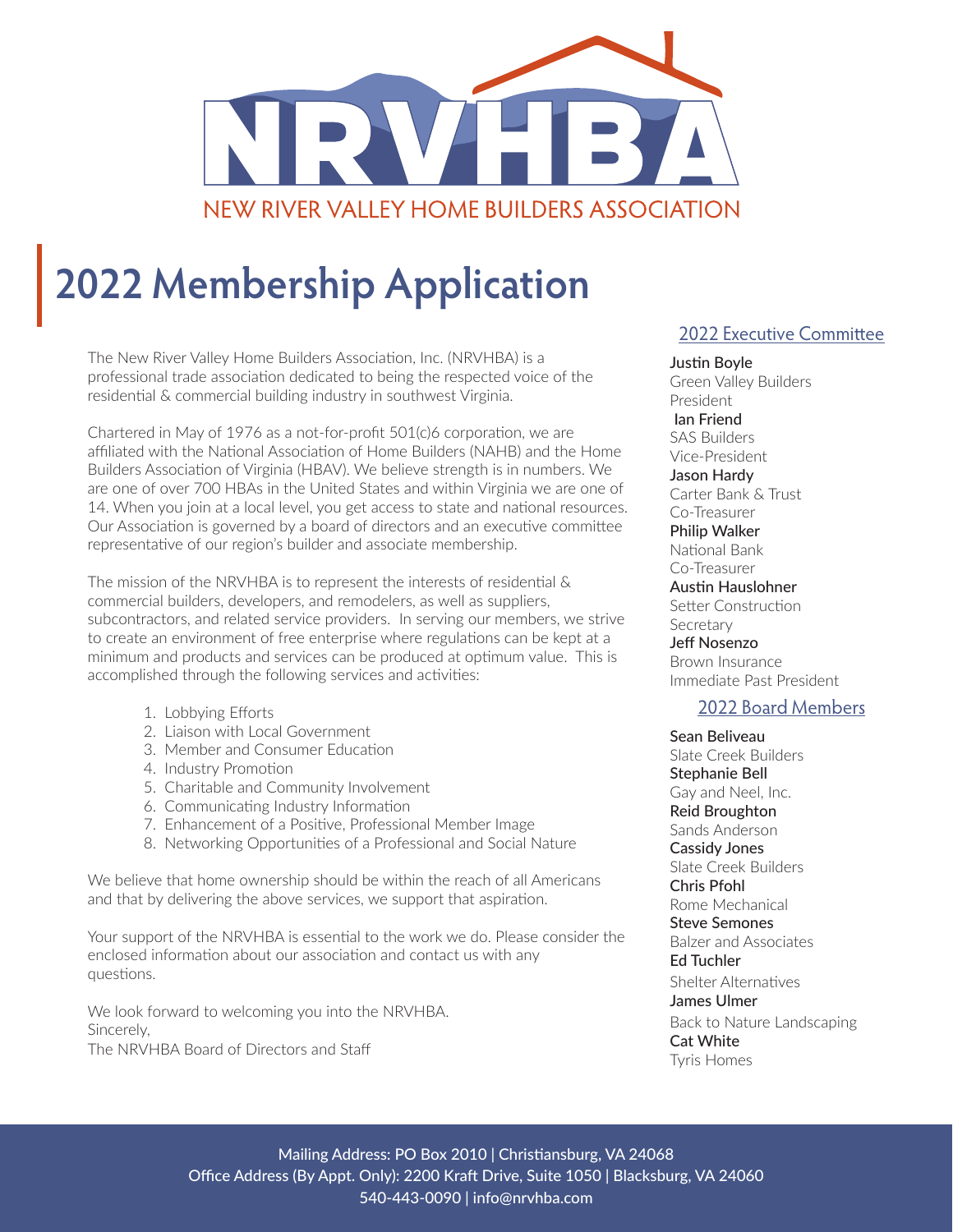NRVHBA

NEW RIVER VALLEY HOME BUILDERS ASSOCIATION

# 2022 Membership Application

The New River Valley Home Builders Association, Inc. (NRVHBA) is a professional trade association dedicated to being the respected voice of the residential & commercial building industry in southwest Virginia.

Chartered in May of 1976 as a not-for-profit 501(c)6 corporation, we are affiliated with the National Association of Home Builders (NAHB) and the Home Builders Association of Virginia (HBAV). We believe strength is in numbers. We are one of over 700 HBAs in the United States and within Virginia we are one of 14. When you join at a local level, you get access to state and national resources. Our Association is governed by a board of directors and an executive committee representative of our region's builder and associate membership.

The mission of the NRVHBA is to represent the interests of residential & commercial builders, developers, and remodelers, as well as suppliers, subcontractors, and related service providers. In serving our members, we strive to create an environment of free enterprise where regulations can be kept at a minimum and products and services can be produced at optimum value. This is accomplished through the following services and activities:

1. Lobbying Efforts
2. Liaison with Local Government
3. Member and Consumer Education
4. Industry Promotion
5. Charitable and Community Involvement
6. Communicating Industry Information
7. Enhancement of a Positive, Professional Member Image
8. Networking Opportunities of a Professional and Social Nature

We believe that home ownership should be within the reach of all Americans and that by delivering the above services, we support that aspiration.

Your support of the NRVHBA is essential to the work we do. Please consider the enclosed information about our association and contact us with any questions.

We look forward to welcoming you into the NRVHBA.
Sincerely,
The NRVHBA Board of Directors and Staff

## 2022 Executive Committee

**Justin Boyle**
Green Valley Builders
President

**Ian Friend**
SAS Builders
Vice-President

**Jason Hardy**
Carter Bank & Trust
Co-Treasurer

**Philip Walker**
National Bank
Co-Treasurer

**Austin Hauslohner**
Setter Construction
Secretary

**Jeff Nosenzo**
Brown Insurance
Immediate Past President

## 2022 Board Members

**Sean Beliveau**
Slate Creek Builders

**Stephanie Bell**
Gay and Neel, Inc.

**Reid Broughton**
Sands Anderson

**Cassidy Jones**
Slate Creek Builders

**Chris Pfohl**
Rome Mechanical

**Steve Semones**
Balzer and Associates

**Ed Tuchler**
Shelter Alternatives

**James Ulmer**
Back to Nature Landscaping

**Cat White**
Tyris Homes

Mailing Address: PO Box 2010 | Christiansburg, VA 24068
Office Address (By Appt. Only): 2200 Kraft Drive, Suite 1050 | Blacksburg, VA 24060
540-443-0090 | info@nrvhba.com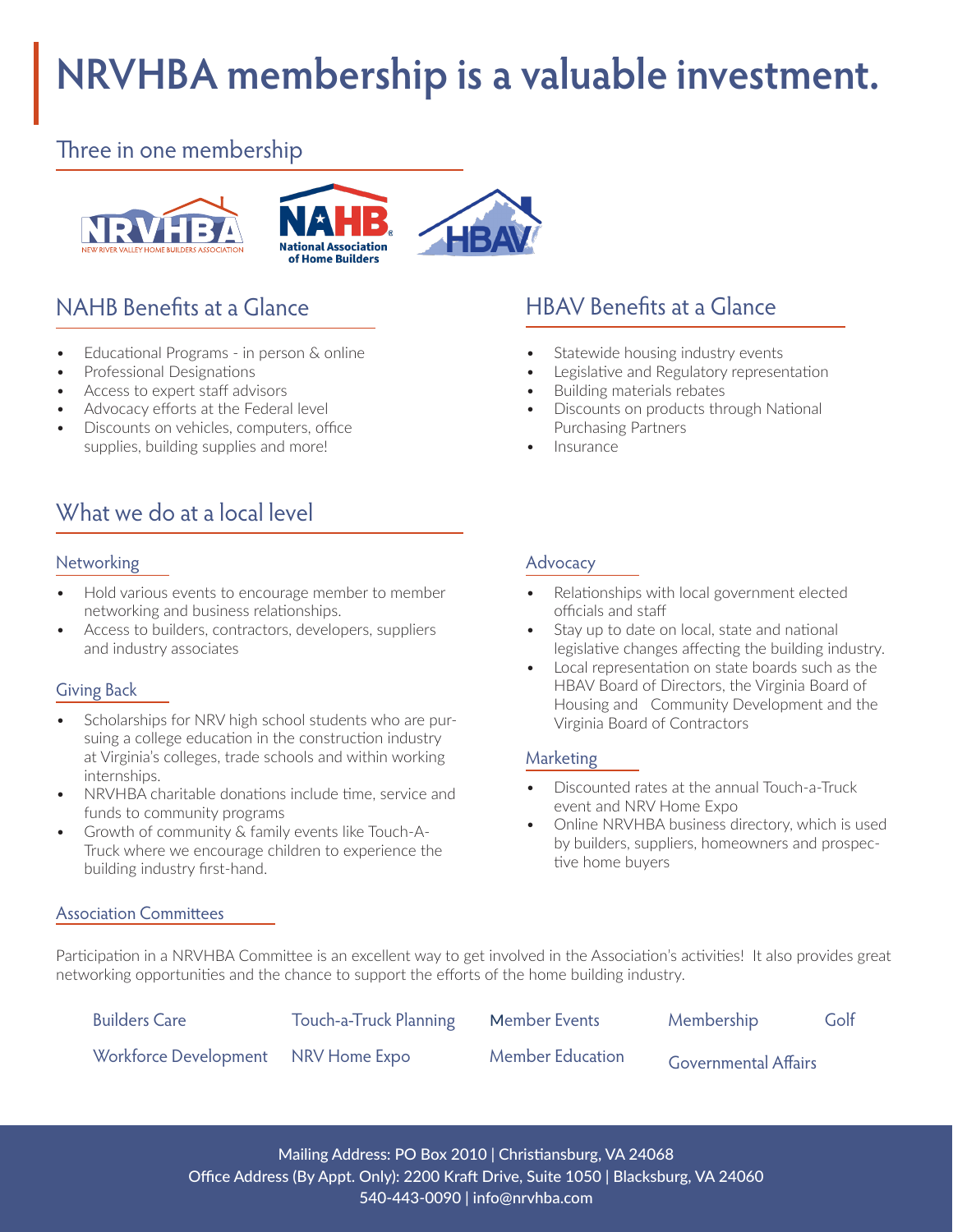# NRVHBA membership is a valuable investment.

## Three in one membership

NRVHBA — New River Valley Home Builders Association

NAHB — National Association of Home Builders

HBAV

## NAHB Benefits at a Glance

- Educational Programs - in person & online
- Professional Designations
- Access to expert staff advisors
- Advocacy efforts at the Federal level
- Discounts on vehicles, computers, office supplies, building supplies and more!

## HBAV Benefits at a Glance

- Statewide housing industry events
- Legislative and Regulatory representation
- Building materials rebates
- Discounts on products through National Purchasing Partners
- Insurance

## What we do at a local level

### Networking

- Hold various events to encourage member to member networking and business relationships.
- Access to builders, contractors, developers, suppliers and industry associates

### Giving Back

- Scholarships for NRV high school students who are pursuing a college education in the construction industry at Virginia's colleges, trade schools and within working internships.
- NRVHBA charitable donations include time, service and funds to community programs
- Growth of community & family events like Touch-A-Truck where we encourage children to experience the building industry first-hand.

### Advocacy

- Relationships with local government elected officials and staff
- Stay up to date on local, state and national legislative changes affecting the building industry.
- Local representation on state boards such as the HBAV Board of Directors, the Virginia Board of Housing and Community Development and the Virginia Board of Contractors

### Marketing

- Discounted rates at the annual Touch-a-Truck event and NRV Home Expo
- Online NRVHBA business directory, which is used by builders, suppliers, homeowners and prospective home buyers

### Association Committees

Participation in a NRVHBA Committee is an excellent way to get involved in the Association's activities! It also provides great networking opportunities and the chance to support the efforts of the home building industry.

- Builders Care
- Touch-a-Truck Planning
- Member Events
- Membership
- Golf
- Workforce Development
- NRV Home Expo
- Member Education
- Governmental Affairs

Mailing Address: PO Box 2010 | Christiansburg, VA 24068
Office Address (By Appt. Only): 2200 Kraft Drive, Suite 1050 | Blacksburg, VA 24060
540-443-0090 | info@nrvhba.com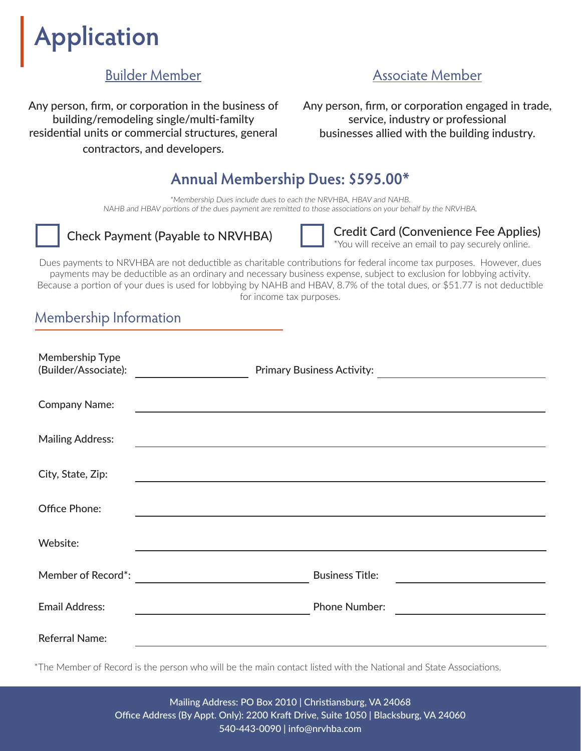# Application

## Builder Member

Any person, firm, or corporation in the business of building/remodeling single/multi-familty residential units or commercial structures, general contractors, and developers.

## Associate Member

Any person, firm, or corporation engaged in trade, service, industry or professional businesses allied with the building industry.

## Annual Membership Dues: $595.00*

*\*Membership Dues include dues to each the NRVHBA, HBAV and NAHB.*
*NAHB and HBAV portions of the dues payment are remitted to those associations on your behalf by the NRVHBA.*

☐ Check Payment (Payable to NRVHBA)

☐ Credit Card (Convenience Fee Applies)
*You will receive an email to pay securely online.

Dues payments to NRVHBA are not deductible as charitable contributions for federal income tax purposes. However, dues payments may be deductible as an ordinary and necessary business expense, subject to exclusion for lobbying activity. Because a portion of your dues is used for lobbying by NAHB and HBAV, 8.7% of the total dues, or $51.77 is not deductible for income tax purposes.

## Membership Information

Membership Type (Builder/Associate): ____________ Primary Business Activity: ____________

Company Name: ____________

Mailing Address: ____________

City, State, Zip: ____________

Office Phone: ____________

Website: ____________

Member of Record*: ____________ Business Title: ____________

Email Address: ____________ Phone Number: ____________

Referral Name: ____________

*The Member of Record is the person who will be the main contact listed with the National and State Associations.

Mailing Address: PO Box 2010 | Christiansburg, VA 24068
Office Address (By Appt. Only): 2200 Kraft Drive, Suite 1050 | Blacksburg, VA 24060
540-443-0090 | info@nrvhba.com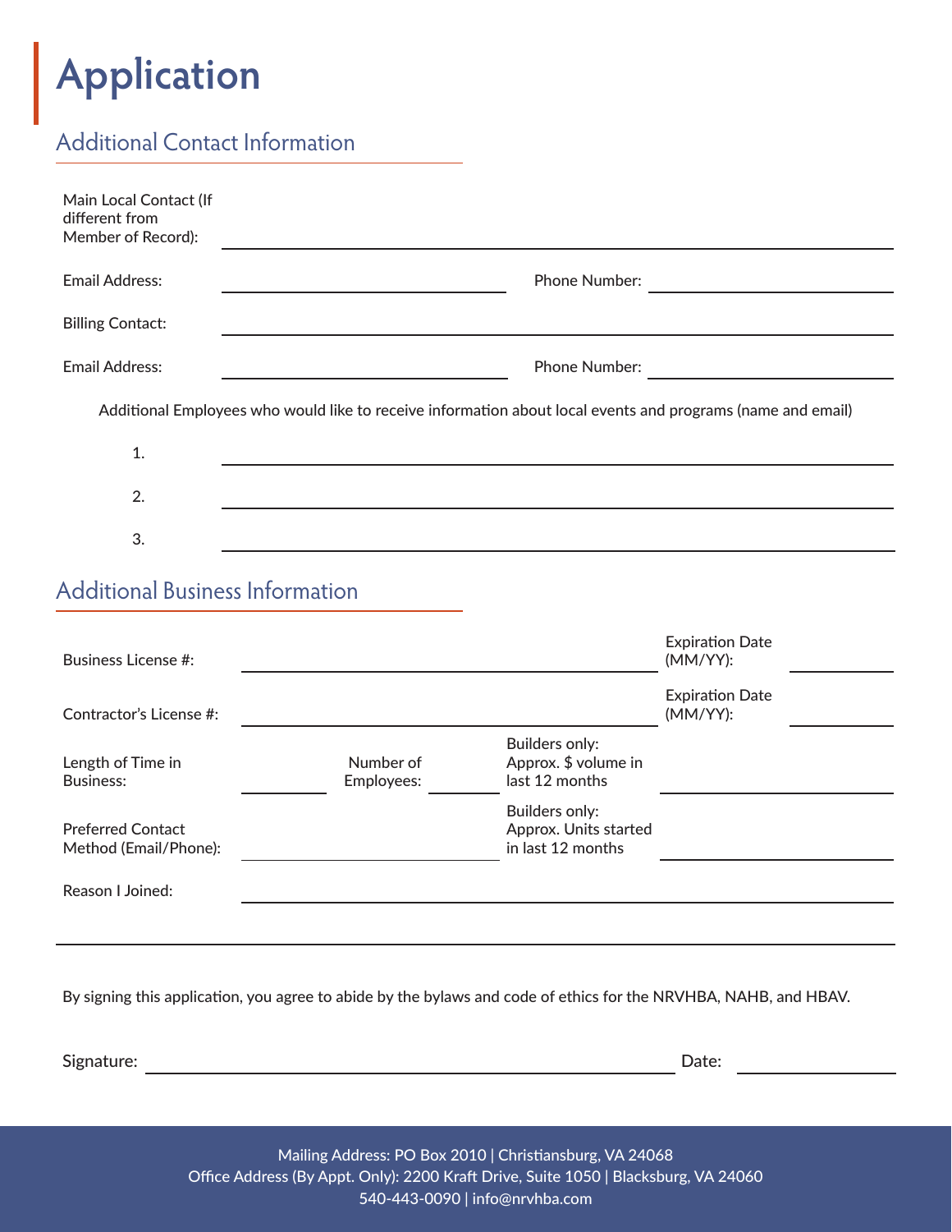# Application

## Additional Contact Information

Main Local Contact (If different from Member of Record): ______________________________

Email Address: ______________________ Phone Number: ______________________

Billing Contact: ______________________________

Email Address: ______________________ Phone Number: ______________________

Additional Employees who would like to receive information about local events and programs (name and email)

1. ______________________________
2. ______________________________
3. ______________________________

## Additional Business Information

Business License #: ______________________ Expiration Date (MM/YY): __________

Contractor's License #: ______________________ Expiration Date (MM/YY): __________

Length of Time in Business: __________ Number of Employees: __________ Builders only: Approx. $ volume in last 12 months __________

Preferred Contact Method (Email/Phone): __________ Builders only: Approx. Units started in last 12 months __________

Reason I Joined: ______________________________

______________________________

By signing this application, you agree to abide by the bylaws and code of ethics for the NRVHBA, NAHB, and HBAV.

Signature: ______________________________ Date: __________

Mailing Address: PO Box 2010 | Christiansburg, VA 24068
Office Address (By Appt. Only): 2200 Kraft Drive, Suite 1050 | Blacksburg, VA 24060
540-443-0090 | info@nrvhba.com